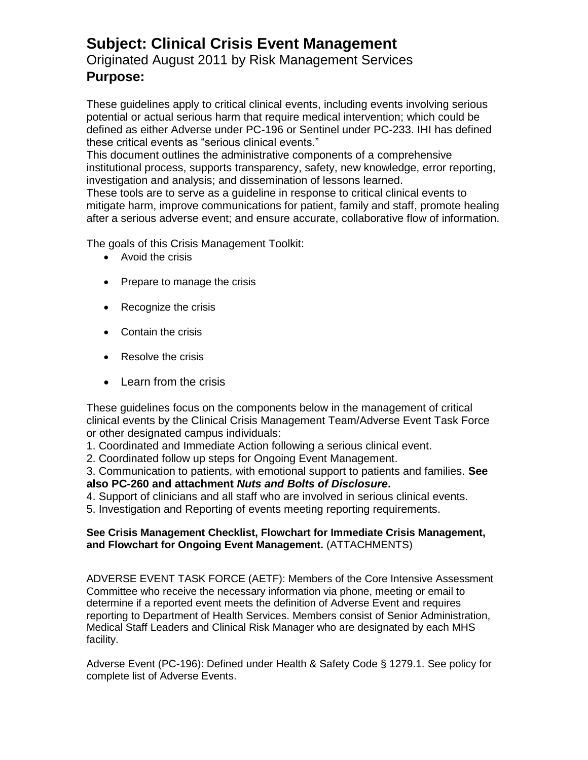# Subject: Clinical Crisis Event Management

Originated August 2011 by Risk Management Services

## Purpose:

These guidelines apply to critical clinical events, including events involving serious potential or actual serious harm that require medical intervention; which could be defined as either Adverse under PC-196 or Sentinel under PC-233. IHI has defined these critical events as "serious clinical events."

This document outlines the administrative components of a comprehensive institutional process, supports transparency, safety, new knowledge, error reporting, investigation and analysis; and dissemination of lessons learned.

These tools are to serve as a guideline in response to critical clinical events to mitigate harm, improve communications for patient, family and staff, promote healing after a serious adverse event; and ensure accurate, collaborative flow of information.

The goals of this Crisis Management Toolkit:

- Avoid the crisis
- Prepare to manage the crisis
- Recognize the crisis
- Contain the crisis
- Resolve the crisis
- Learn from the crisis

These guidelines focus on the components below in the management of critical clinical events by the Clinical Crisis Management Team/Adverse Event Task Force or other designated campus individuals:

1. Coordinated and Immediate Action following a serious clinical event.
2. Coordinated follow up steps for Ongoing Event Management.
3. Communication to patients, with emotional support to patients and families. **See also PC-260 and attachment *Nuts and Bolts of Disclosure*.**
4. Support of clinicians and all staff who are involved in serious clinical events.
5. Investigation and Reporting of events meeting reporting requirements.

**See Crisis Management Checklist, Flowchart for Immediate Crisis Management, and Flowchart for Ongoing Event Management.** (ATTACHMENTS)

ADVERSE EVENT TASK FORCE (AETF): Members of the Core Intensive Assessment Committee who receive the necessary information via phone, meeting or email to determine if a reported event meets the definition of Adverse Event and requires reporting to Department of Health Services. Members consist of Senior Administration, Medical Staff Leaders and Clinical Risk Manager who are designated by each MHS facility.

Adverse Event (PC-196): Defined under Health & Safety Code § 1279.1. See policy for complete list of Adverse Events.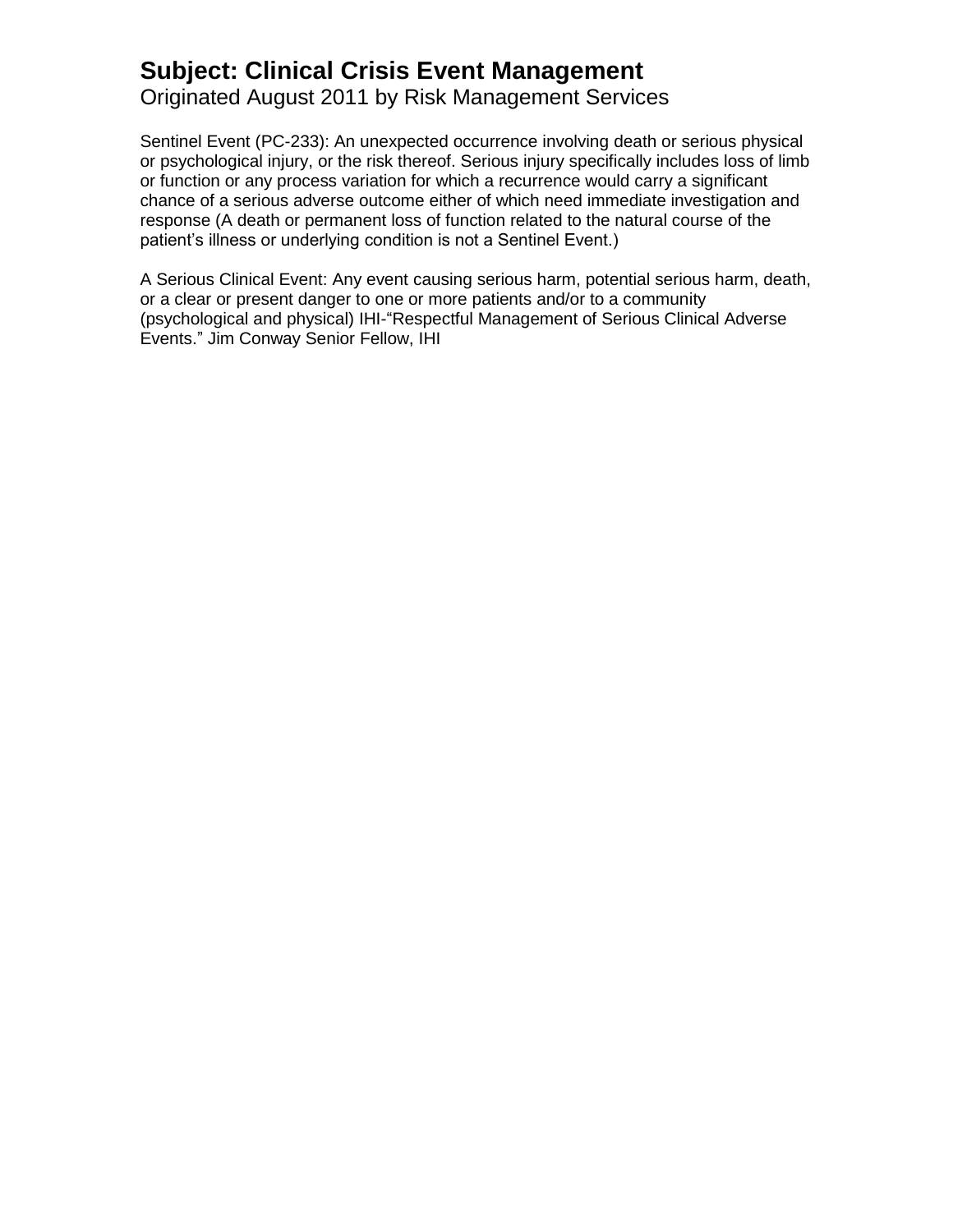**Subject: Clinical Crisis Event Management**
Originated August 2011 by Risk Management Services

Sentinel Event (PC-233): An unexpected occurrence involving death or serious physical or psychological injury, or the risk thereof. Serious injury specifically includes loss of limb or function or any process variation for which a recurrence would carry a significant chance of a serious adverse outcome either of which need immediate investigation and response (A death or permanent loss of function related to the natural course of the patient's illness or underlying condition is not a Sentinel Event.)

A Serious Clinical Event: Any event causing serious harm, potential serious harm, death, or a clear or present danger to one or more patients and/or to a community (psychological and physical) IHI-"Respectful Management of Serious Clinical Adverse Events." Jim Conway Senior Fellow, IHI